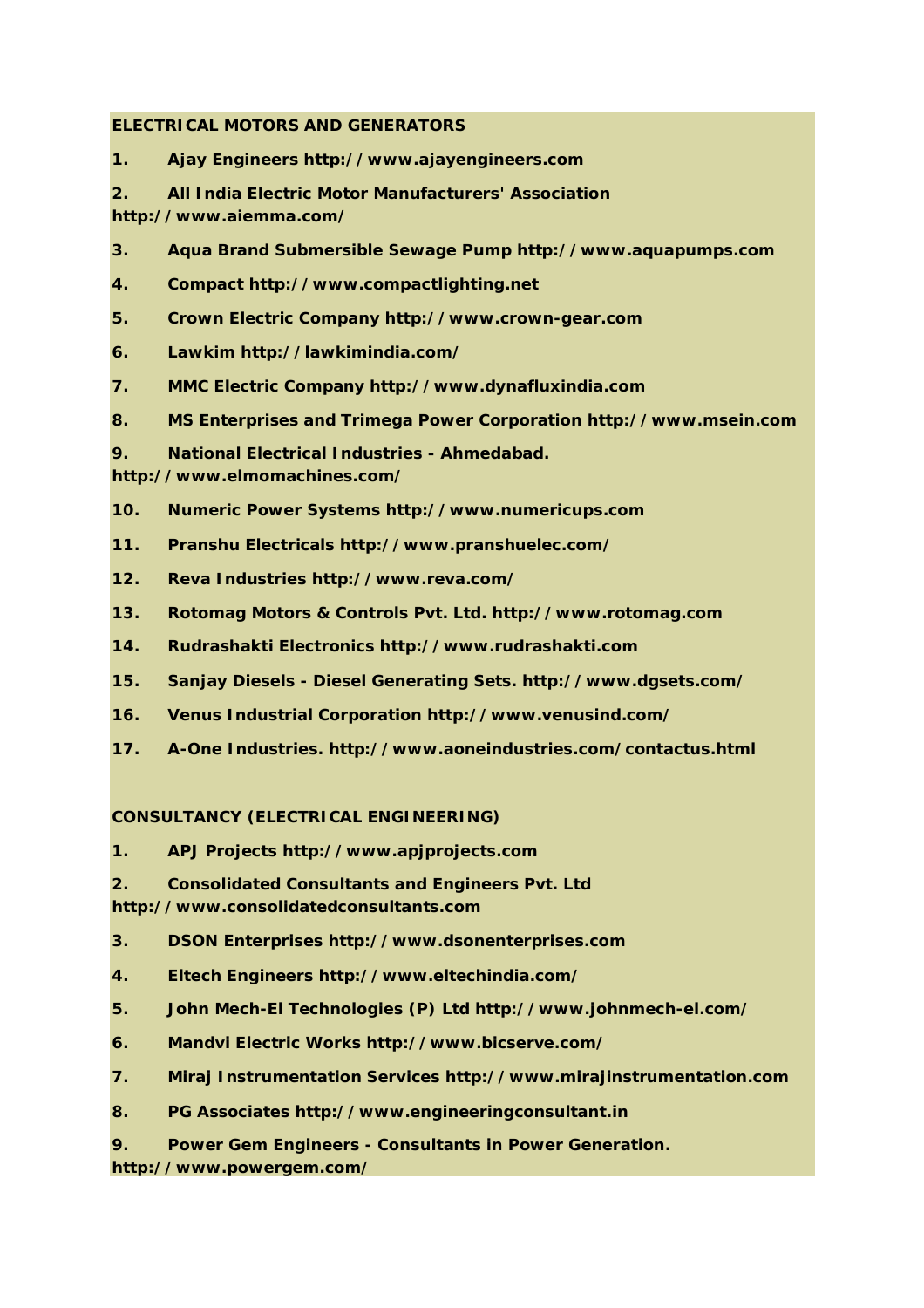**ELECTRICAL MOTORS AND GENERATORS**

1. Ajay Engineers http://www.ajayengineers.com
2. All India Electric Motor Manufacturers' Association http://www.aiemma.com/
3. Aqua Brand Submersible Sewage Pump http://www.aquapumps.com
4. Compact http://www.compactlighting.net
5. Crown Electric Company http://www.crown-gear.com
6. Lawkim http://lawkimindia.com/
7. MMC Electric Company http://www.dynafluxindia.com
8. MS Enterprises and Trimega Power Corporation http://www.msein.com
9. National Electrical Industries - Ahmedabad. http://www.elmomachines.com/
10. Numeric Power Systems http://www.numericups.com
11. Pranshu Electricals http://www.pranshuelec.com/
12. Reva Industries http://www.reva.com/
13. Rotomag Motors & Controls Pvt. Ltd. http://www.rotomag.com
14. Rudrashakti Electronics http://www.rudrashakti.com
15. Sanjay Diesels - Diesel Generating Sets. http://www.dgsets.com/
16. Venus Industrial Corporation http://www.venusind.com/
17. A-One Industries. http://www.aoneindustries.com/contactus.html

**CONSULTANCY (ELECTRICAL ENGINEERING)**

1. APJ Projects http://www.apjprojects.com
2. Consolidated Consultants and Engineers Pvt. Ltd http://www.consolidatedconsultants.com
3. DSON Enterprises http://www.dsonenterprises.com
4. Eltech Engineers http://www.eltechindia.com/
5. John Mech-El Technologies (P) Ltd http://www.johnmech-el.com/
6. Mandvi Electric Works http://www.bicserve.com/
7. Miraj Instrumentation Services http://www.mirajinstrumentation.com
8. PG Associates http://www.engineeringconsultant.in
9. Power Gem Engineers - Consultants in Power Generation. http://www.powergem.com/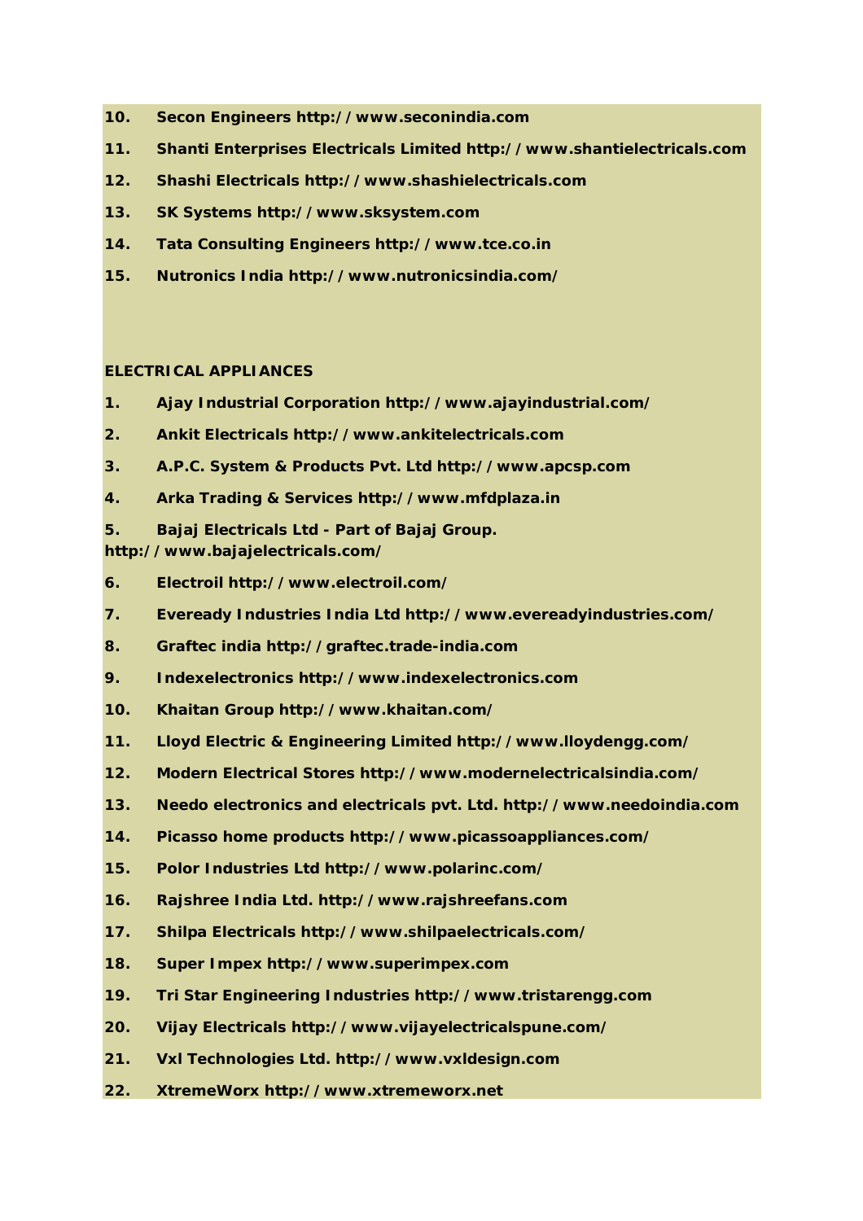10. **Secon Engineers http://www.seconindia.com**
11. **Shanti Enterprises Electricals Limited http://www.shantielectricals.com**
12. **Shashi Electricals http://www.shashielectricals.com**
13. **SK Systems http://www.sksystem.com**
14. **Tata Consulting Engineers http://www.tce.co.in**
15. **Nutronics India http://www.nutronicsindia.com/**

**ELECTRICAL APPLIANCES**

1. **Ajay Industrial Corporation http://www.ajayindustrial.com/**
2. **Ankit Electricals http://www.ankitelectricals.com**
3. **A.P.C. System & Products Pvt. Ltd http://www.apcsp.com**
4. **Arka Trading & Services http://www.mfdplaza.in**
5. **Bajaj Electricals Ltd - Part of Bajaj Group. http://www.bajajelectricals.com/**
6. **Electroil http://www.electroil.com/**
7. **Eveready Industries India Ltd http://www.evereadyindustries.com/**
8. **Graftec india http://graftec.trade-india.com**
9. **Indexelectronics http://www.indexelectronics.com**
10. **Khaitan Group http://www.khaitan.com/**
11. **Lloyd Electric & Engineering Limited http://www.lloydengg.com/**
12. **Modern Electrical Stores http://www.modernelectricalsindia.com/**
13. **Needo electronics and electricals pvt. Ltd. http://www.needoindia.com**
14. **Picasso home products http://www.picassoappliances.com/**
15. **Polor Industries Ltd http://www.polarinc.com/**
16. **Rajshree India Ltd. http://www.rajshreefans.com**
17. **Shilpa Electricals http://www.shilpaelectricals.com/**
18. **Super Impex http://www.superimpex.com**
19. **Tri Star Engineering Industries http://www.tristarengg.com**
20. **Vijay Electricals http://www.vijayelectricalspune.com/**
21. **Vxl Technologies Ltd. http://www.vxldesign.com**
22. **XtremeWorx http://www.xtremeworx.net**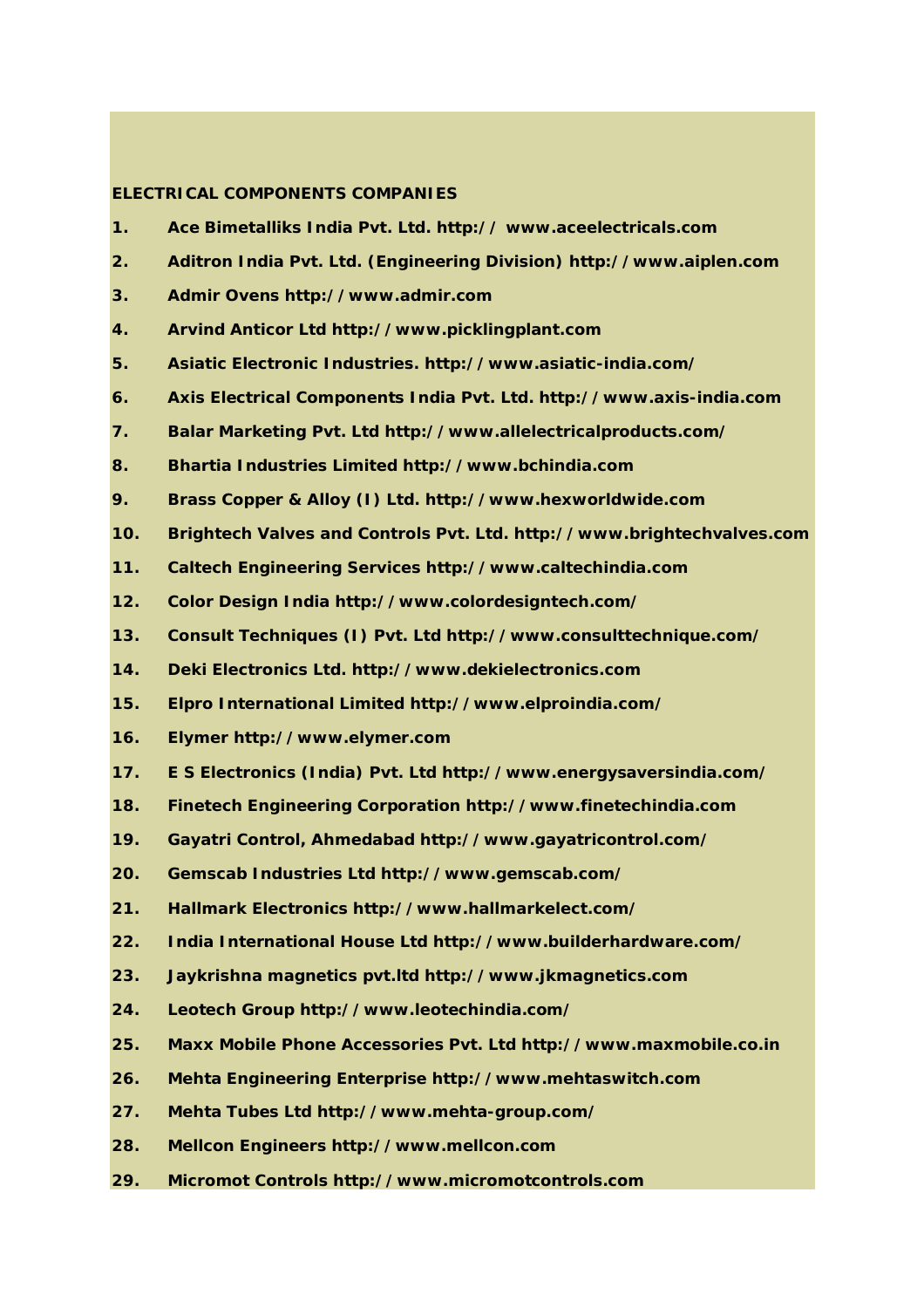**ELECTRICAL COMPONENTS COMPANIES**

1. **Ace Bimetalliks India Pvt. Ltd. http:// www.aceelectricals.com**
2. **Aditron India Pvt. Ltd. (Engineering Division) http://www.aiplen.com**
3. **Admir Ovens http://www.admir.com**
4. **Arvind Anticor Ltd http://www.picklingplant.com**
5. **Asiatic Electronic Industries. http://www.asiatic-india.com/**
6. **Axis Electrical Components India Pvt. Ltd. http://www.axis-india.com**
7. **Balar Marketing Pvt. Ltd http://www.allelectricalproducts.com/**
8. **Bhartia Industries Limited http://www.bchindia.com**
9. **Brass Copper & Alloy (I) Ltd. http://www.hexworldwide.com**
10. **Brightech Valves and Controls Pvt. Ltd. http://www.brightechvalves.com**
11. **Caltech Engineering Services http://www.caltechindia.com**
12. **Color Design India http://www.colordesigntech.com/**
13. **Consult Techniques (I) Pvt. Ltd http://www.consulttechnique.com/**
14. **Deki Electronics Ltd. http://www.dekielectronics.com**
15. **Elpro International Limited http://www.elproindia.com/**
16. **Elymer http://www.elymer.com**
17. **E S Electronics (India) Pvt. Ltd http://www.energysaversindia.com/**
18. **Finetech Engineering Corporation http://www.finetechindia.com**
19. **Gayatri Control, Ahmedabad http://www.gayatricontrol.com/**
20. **Gemscab Industries Ltd http://www.gemscab.com/**
21. **Hallmark Electronics http://www.hallmarkelect.com/**
22. **India International House Ltd http://www.builderhardware.com/**
23. **Jaykrishna magnetics pvt.ltd http://www.jkmagnetics.com**
24. **Leotech Group http://www.leotechindia.com/**
25. **Maxx Mobile Phone Accessories Pvt. Ltd http://www.maxmobile.co.in**
26. **Mehta Engineering Enterprise http://www.mehtaswitch.com**
27. **Mehta Tubes Ltd http://www.mehta-group.com/**
28. **Mellcon Engineers http://www.mellcon.com**
29. **Micromot Controls http://www.micromotcontrols.com**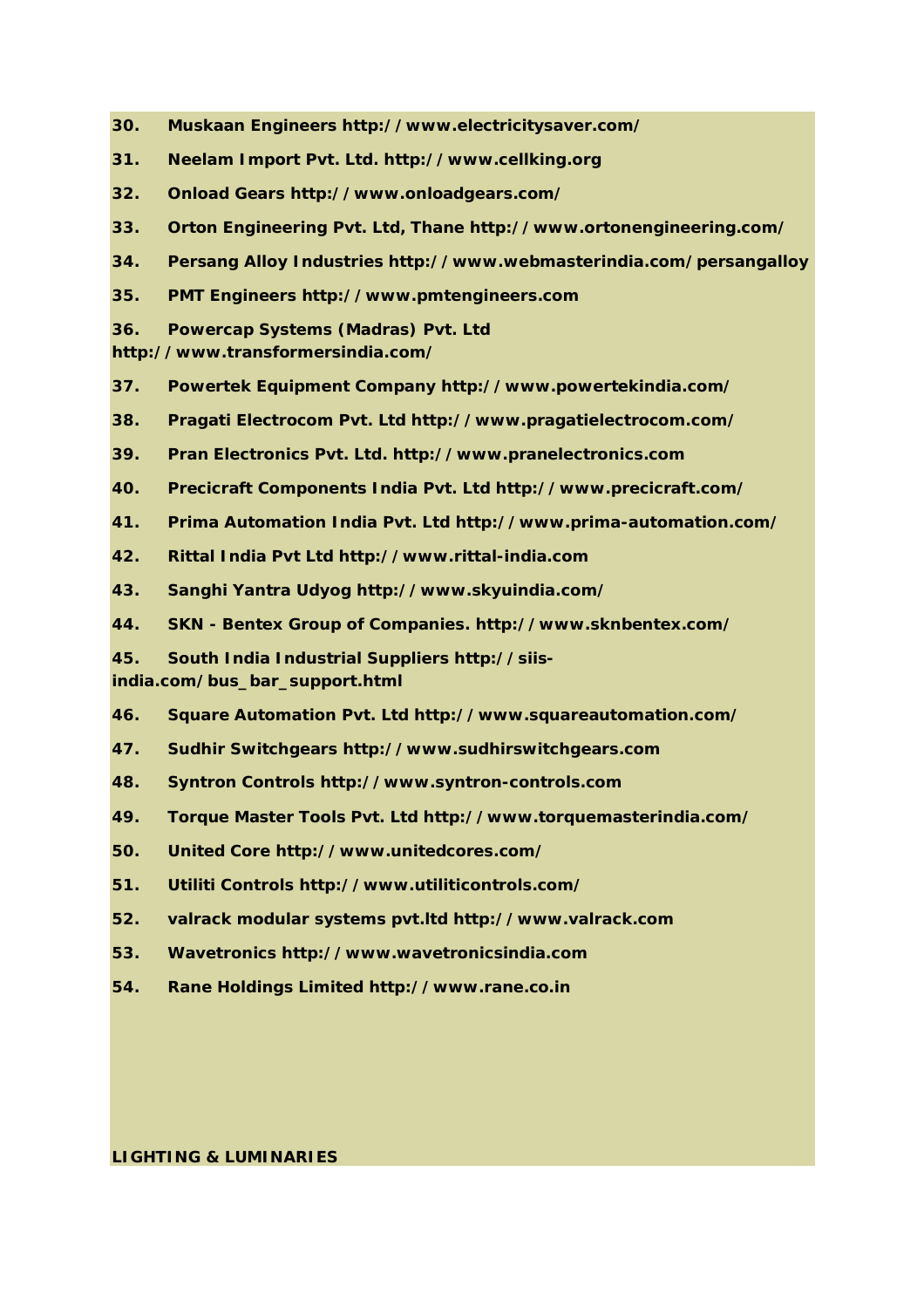**30. Muskaan Engineers http://www.electricitysaver.com/**

**31. Neelam Import Pvt. Ltd. http://www.cellking.org**

**32. Onload Gears http://www.onloadgears.com/**

**33. Orton Engineering Pvt. Ltd, Thane http://www.ortonengineering.com/**

**34. Persang Alloy Industries http://www.webmasterindia.com/persangalloy**

**35. PMT Engineers http://www.pmtengineers.com**

**36. Powercap Systems (Madras) Pvt. Ltd http://www.transformersindia.com/**

**37. Powertek Equipment Company http://www.powertekindia.com/**

**38. Pragati Electrocom Pvt. Ltd http://www.pragatielectrocom.com/**

**39. Pran Electronics Pvt. Ltd. http://www.pranelectronics.com**

**40. Precicraft Components India Pvt. Ltd http://www.precicraft.com/**

**41. Prima Automation India Pvt. Ltd http://www.prima-automation.com/**

**42. Rittal India Pvt Ltd http://www.rittal-india.com**

**43. Sanghi Yantra Udyog http://www.skyuindia.com/**

**44. SKN - Bentex Group of Companies. http://www.sknbentex.com/**

**45. South India Industrial Suppliers http://siis-india.com/bus_bar_support.html**

**46. Square Automation Pvt. Ltd http://www.squareautomation.com/**

**47. Sudhir Switchgears http://www.sudhirswitchgears.com**

**48. Syntron Controls http://www.syntron-controls.com**

**49. Torque Master Tools Pvt. Ltd http://www.torquemasterindia.com/**

**50. United Core http://www.unitedcores.com/**

**51. Utiliti Controls http://www.utiliticontrols.com/**

**52. valrack modular systems pvt.ltd http://www.valrack.com**

**53. Wavetronics http://www.wavetronicsindia.com**

**54. Rane Holdings Limited http://www.rane.co.in**

**LIGHTING & LUMINARIES**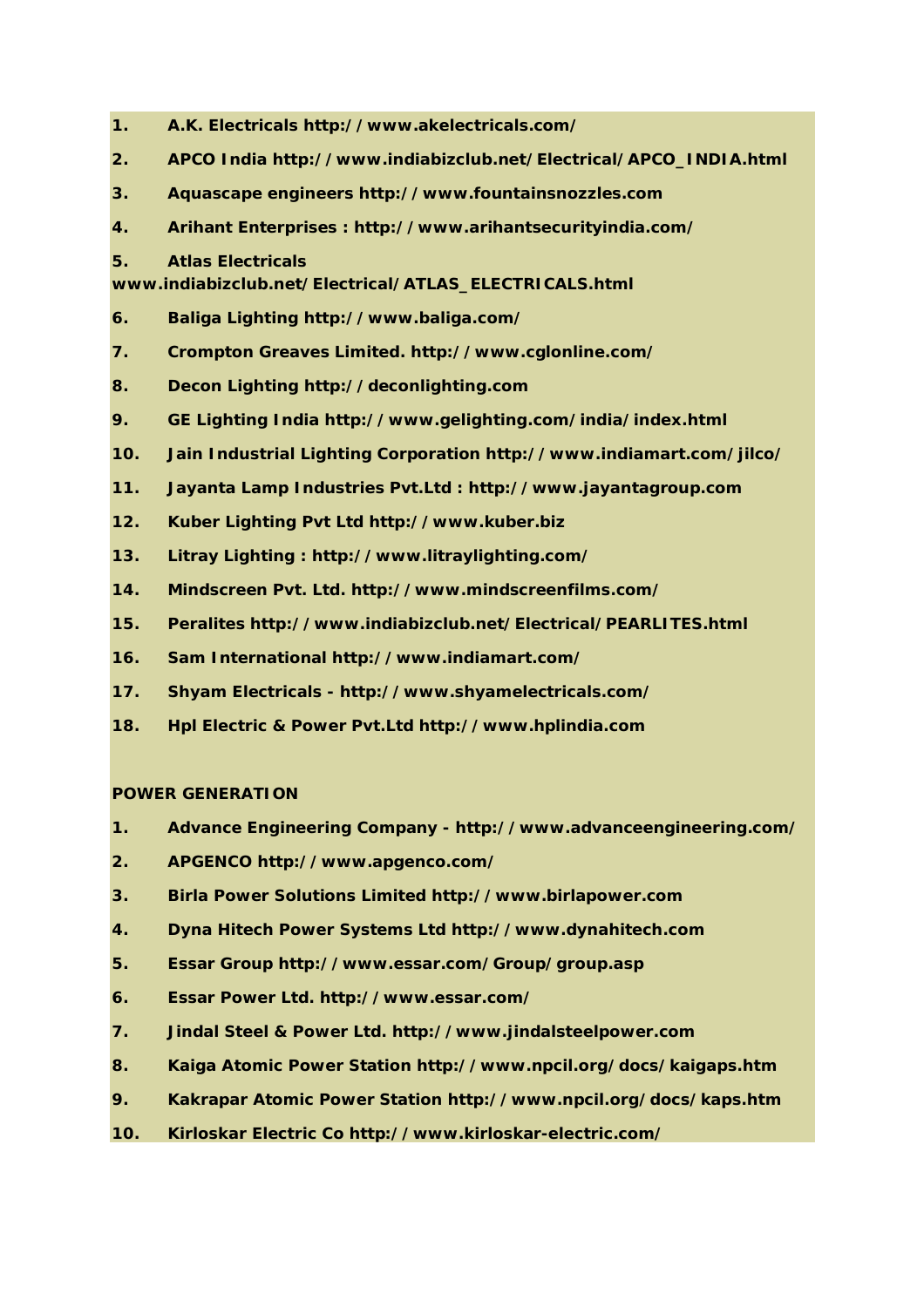1. **A.K. Electricals http://www.akelectricals.com/**
2. **APCO India http://www.indiabizclub.net/Electrical/APCO_INDIA.html**
3. **Aquascape engineers http://www.fountainsnozzles.com**
4. **Arihant Enterprises : http://www.arihantsecurityindia.com/**
5. **Atlas Electricals www.indiabizclub.net/Electrical/ATLAS_ELECTRICALS.html**
6. **Baliga Lighting http://www.baliga.com/**
7. **Crompton Greaves Limited. http://www.cglonline.com/**
8. **Decon Lighting http://deconlighting.com**
9. **GE Lighting India http://www.gelighting.com/india/index.html**
10. **Jain Industrial Lighting Corporation http://www.indiamart.com/jilco/**
11. **Jayanta Lamp Industries Pvt.Ltd : http://www.jayantagroup.com**
12. **Kuber Lighting Pvt Ltd http://www.kuber.biz**
13. **Litray Lighting : http://www.litraylighting.com/**
14. **Mindscreen Pvt. Ltd. http://www.mindscreenfilms.com/**
15. **Peralites http://www.indiabizclub.net/Electrical/PEARLITES.html**
16. **Sam International http://www.indiamart.com/**
17. **Shyam Electricals - http://www.shyamelectricals.com/**
18. **Hpl Electric & Power Pvt.Ltd http://www.hplindia.com**

**POWER GENERATION**

1. **Advance Engineering Company - http://www.advanceengineering.com/**
2. **APGENCO http://www.apgenco.com/**
3. **Birla Power Solutions Limited http://www.birlapower.com**
4. **Dyna Hitech Power Systems Ltd http://www.dynahitech.com**
5. **Essar Group http://www.essar.com/Group/group.asp**
6. **Essar Power Ltd. http://www.essar.com/**
7. **Jindal Steel & Power Ltd. http://www.jindalsteelpower.com**
8. **Kaiga Atomic Power Station http://www.npcil.org/docs/kaigaps.htm**
9. **Kakrapar Atomic Power Station http://www.npcil.org/docs/kaps.htm**
10. **Kirloskar Electric Co http://www.kirloskar-electric.com/**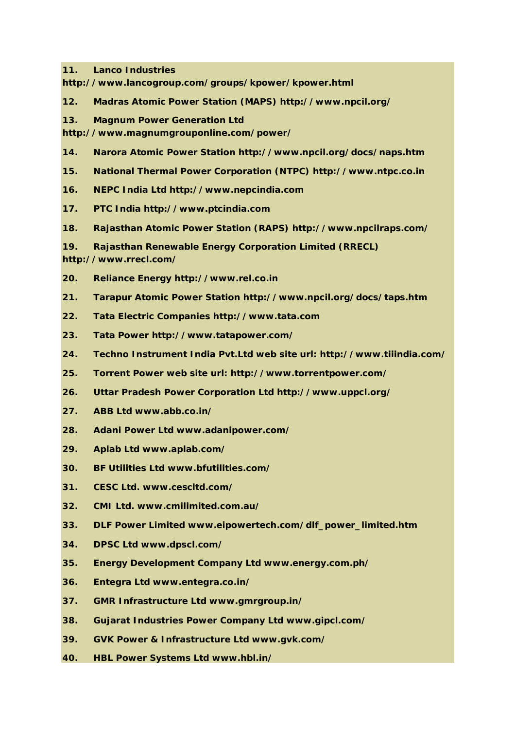11. **Lanco Industries http://www.lancogroup.com/groups/kpower/kpower.html**

12. **Madras Atomic Power Station (MAPS) http://www.npcil.org/**

13. **Magnum Power Generation Ltd http://www.magnumgrouponline.com/power/**

14. **Narora Atomic Power Station http://www.npcil.org/docs/naps.htm**

15. **National Thermal Power Corporation (NTPC) http://www.ntpc.co.in**

16. **NEPC India Ltd http://www.nepcindia.com**

17. **PTC India http://www.ptcindia.com**

18. **Rajasthan Atomic Power Station (RAPS) http://www.npcilraps.com/**

19. **Rajasthan Renewable Energy Corporation Limited (RRECL) http://www.rrecl.com/**

20. **Reliance Energy http://www.rel.co.in**

21. **Tarapur Atomic Power Station http://www.npcil.org/docs/taps.htm**

22. **Tata Electric Companies http://www.tata.com**

23. **Tata Power http://www.tatapower.com/**

24. **Techno Instrument India Pvt.Ltd web site url: http://www.tiiindia.com/**

25. **Torrent Power web site url: http://www.torrentpower.com/**

26. **Uttar Pradesh Power Corporation Ltd http://www.uppcl.org/**

27. **ABB Ltd www.abb.co.in/**

28. **Adani Power Ltd www.adanipower.com/**

29. **Aplab Ltd www.aplab.com/**

30. **BF Utilities Ltd www.bfutilities.com/**

31. **CESC Ltd. www.cescltd.com/**

32. **CMI Ltd. www.cmilimited.com.au/**

33. **DLF Power Limited www.eipowertech.com/dlf_power_limited.htm**

34. **DPSC Ltd www.dpscl.com/**

35. **Energy Development Company Ltd www.energy.com.ph/**

36. **Entegra Ltd www.entegra.co.in/**

37. **GMR Infrastructure Ltd www.gmrgroup.in/**

38. **Gujarat Industries Power Company Ltd www.gipcl.com/**

39. **GVK Power & Infrastructure Ltd www.gvk.com/**

40. **HBL Power Systems Ltd www.hbl.in/**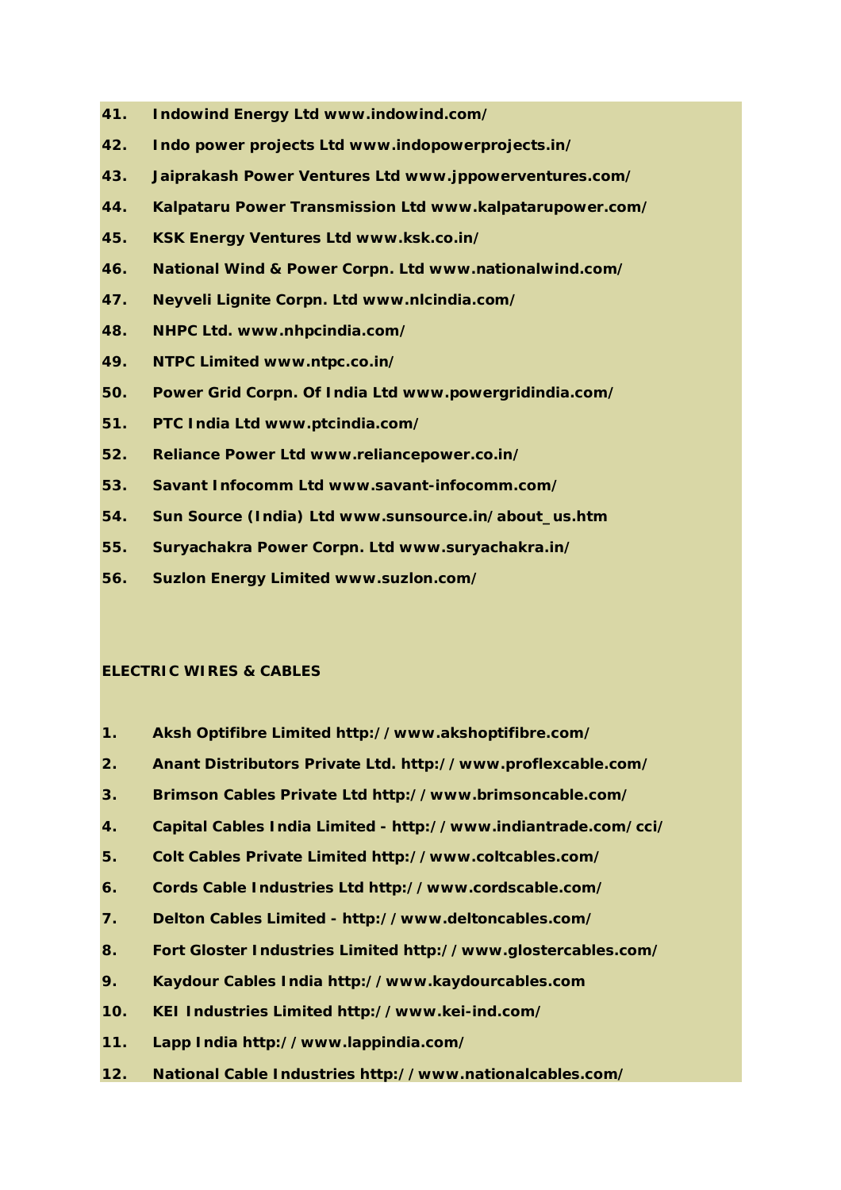41. **Indowind Energy Ltd www.indowind.com/**
42. **Indo power projects Ltd www.indopowerprojects.in/**
43. **Jaiprakash Power Ventures Ltd www.jppowerventures.com/**
44. **Kalpataru Power Transmission Ltd www.kalpatarupower.com/**
45. **KSK Energy Ventures Ltd www.ksk.co.in/**
46. **National Wind & Power Corpn. Ltd www.nationalwind.com/**
47. **Neyveli Lignite Corpn. Ltd www.nlcindia.com/**
48. **NHPC Ltd. www.nhpcindia.com/**
49. **NTPC Limited www.ntpc.co.in/**
50. **Power Grid Corpn. Of India Ltd www.powergridindia.com/**
51. **PTC India Ltd www.ptcindia.com/**
52. **Reliance Power Ltd www.reliancepower.co.in/**
53. **Savant Infocomm Ltd www.savant-infocomm.com/**
54. **Sun Source (India) Ltd www.sunsource.in/about_us.htm**
55. **Suryachakra Power Corpn. Ltd www.suryachakra.in/**
56. **Suzlon Energy Limited www.suzlon.com/**

**ELECTRIC WIRES & CABLES**

1. **Aksh Optifibre Limited http://www.akshoptifibre.com/**
2. **Anant Distributors Private Ltd. http://www.proflexcable.com/**
3. **Brimson Cables Private Ltd http://www.brimsoncable.com/**
4. **Capital Cables India Limited - http://www.indiantrade.com/cci/**
5. **Colt Cables Private Limited http://www.coltcables.com/**
6. **Cords Cable Industries Ltd http://www.cordscable.com/**
7. **Delton Cables Limited - http://www.deltoncables.com/**
8. **Fort Gloster Industries Limited http://www.glostercables.com/**
9. **Kaydour Cables India http://www.kaydourcables.com**
10. **KEI Industries Limited http://www.kei-ind.com/**
11. **Lapp India http://www.lappindia.com/**
12. **National Cable Industries http://www.nationalcables.com/**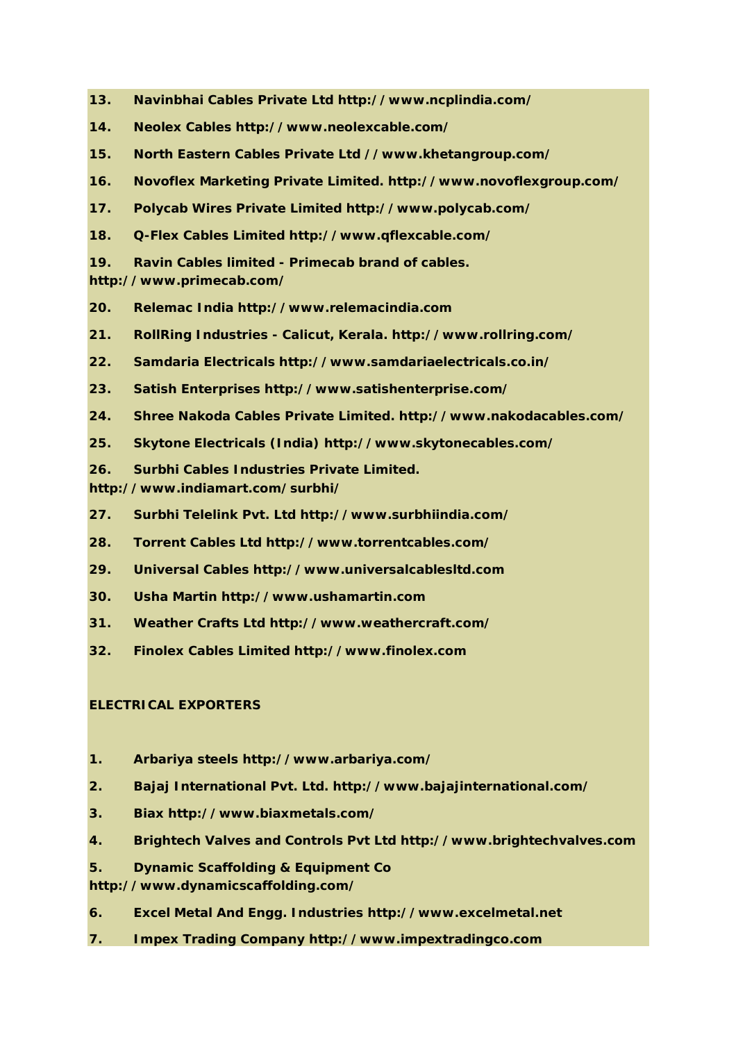13. **Navinbhai Cables Private Ltd http://www.ncplindia.com/**

14. **Neolex Cables http://www.neolexcable.com/**

15. **North Eastern Cables Private Ltd //www.khetangroup.com/**

16. **Novoflex Marketing Private Limited. http://www.novoflexgroup.com/**

17. **Polycab Wires Private Limited http://www.polycab.com/**

18. **Q-Flex Cables Limited http://www.qflexcable.com/**

19. **Ravin Cables limited - Primecab brand of cables. http://www.primecab.com/**

20. **Relemac India http://www.relemacindia.com**

21. **RollRing Industries - Calicut, Kerala. http://www.rollring.com/**

22. **Samdaria Electricals http://www.samdariaelectricals.co.in/**

23. **Satish Enterprises http://www.satishenterprise.com/**

24. **Shree Nakoda Cables Private Limited. http://www.nakodacables.com/**

25. **Skytone Electricals (India) http://www.skytonecables.com/**

26. **Surbhi Cables Industries Private Limited. http://www.indiamart.com/surbhi/**

27. **Surbhi Telelink Pvt. Ltd http://www.surbhiindia.com/**

28. **Torrent Cables Ltd http://www.torrentcables.com/**

29. **Universal Cables http://www.universalcablesltd.com**

30. **Usha Martin http://www.ushamartin.com**

31. **Weather Crafts Ltd http://www.weathercraft.com/**

32. **Finolex Cables Limited http://www.finolex.com**

**ELECTRICAL EXPORTERS**

1. **Arbariya steels http://www.arbariya.com/**

2. **Bajaj International Pvt. Ltd. http://www.bajajinternational.com/**

3. **Biax http://www.biaxmetals.com/**

4. **Brightech Valves and Controls Pvt Ltd http://www.brightechvalves.com**

5. **Dynamic Scaffolding & Equipment Co http://www.dynamicscaffolding.com/**

6. **Excel Metal And Engg. Industries http://www.excelmetal.net**

7. **Impex Trading Company http://www.impextradingco.com**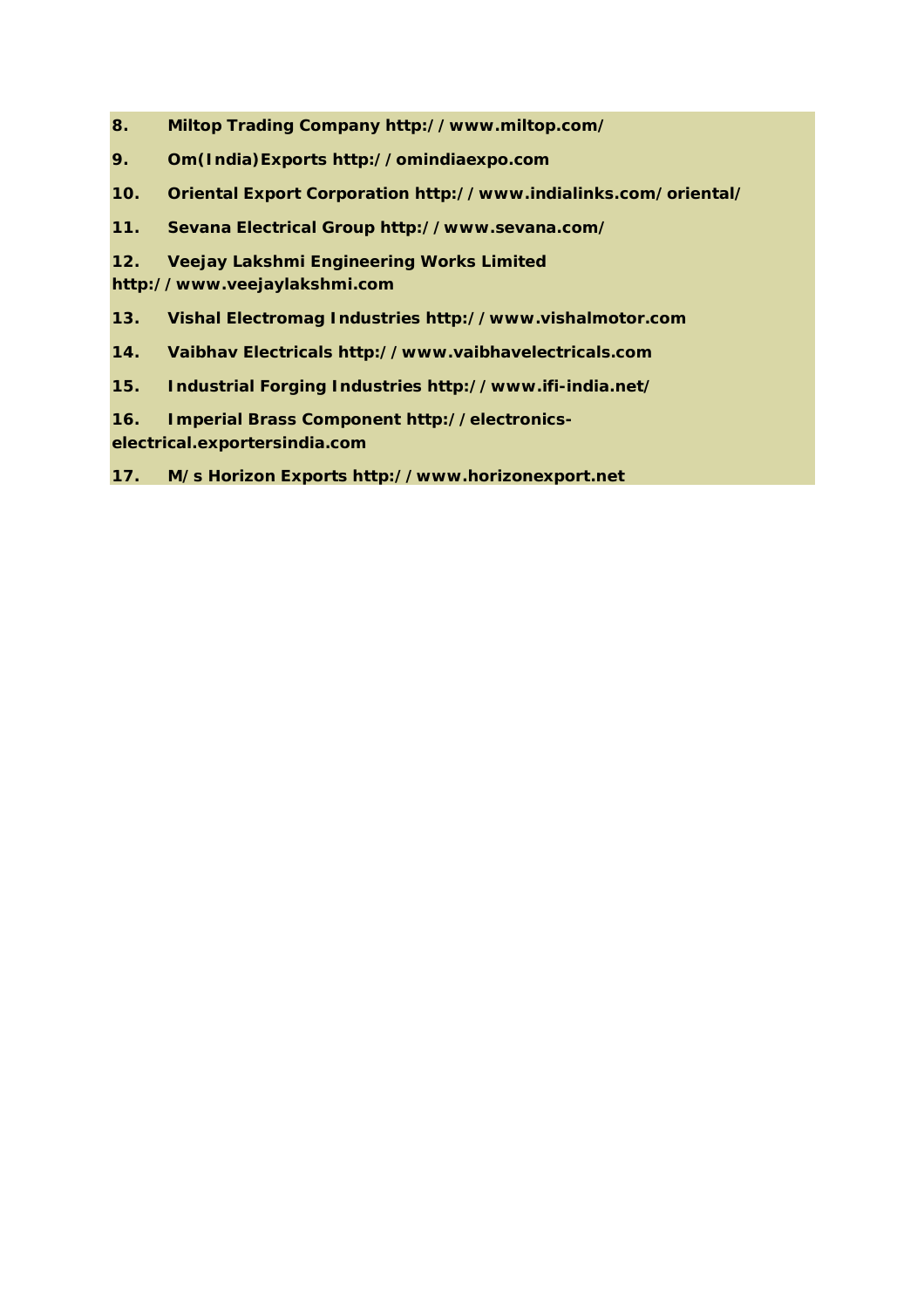8. **Miltop Trading Company http://www.miltop.com/**

9. **Om(India)Exports http://omindiaexpo.com**

10. **Oriental Export Corporation http://www.indialinks.com/oriental/**

11. **Sevana Electrical Group http://www.sevana.com/**

12. **Veejay Lakshmi Engineering Works Limited http://www.veejaylakshmi.com**

13. **Vishal Electromag Industries http://www.vishalmotor.com**

14. **Vaibhav Electricals http://www.vaibhavelectricals.com**

15. **Industrial Forging Industries http://www.ifi-india.net/**

16. **Imperial Brass Component http://electronics-electrical.exportersindia.com**

17. **M/s Horizon Exports http://www.horizonexport.net**